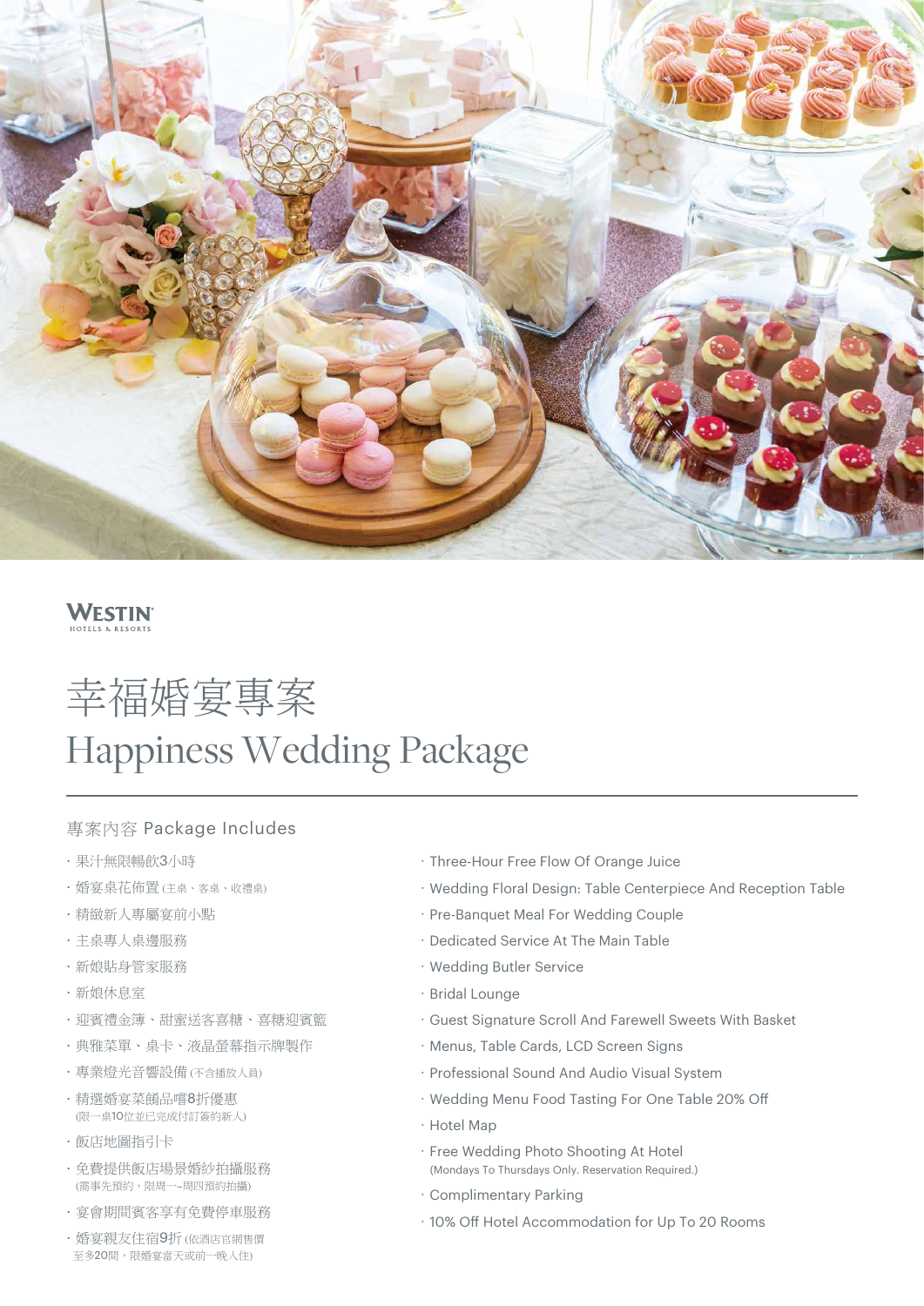WESTIN
HOTELS & RESORTS

# 幸福婚宴專案

# Happiness Wedding Package

## 專案內容 Package Includes

- 果汁無限暢飲3小時
- 婚宴桌花佈置 (主桌、客桌、收禮桌)
- 精緻新人專屬宴前小點
- 主桌專人桌邊服務
- 新娘貼身管家服務
- 新娘休息室
- 迎賓禮金簿、甜蜜送客喜糖、喜糖迎賓籃
- 典雅菜單、桌卡、液晶螢幕指示牌製作
- 專業燈光音響設備 (不含播放人員)
- 精選婚宴菜餚品嚐8折優惠 (限一桌10位並已完成付訂簽約新人)
- 飯店地圖指引卡
- 免費提供飯店場景婚紗拍攝服務 (需事先預約，限周一~周四預約拍攝)
- 宴會期間賓客享有免費停車服務
- 婚宴親友住宿9折 (依酒店官網售價至多20間，限婚宴當天或前一晚入住)

- Three-Hour Free Flow Of Orange Juice
- Wedding Floral Design: Table Centerpiece And Reception Table
- Pre-Banquet Meal For Wedding Couple
- Dedicated Service At The Main Table
- Wedding Butler Service
- Bridal Lounge
- Guest Signature Scroll And Farewell Sweets With Basket
- Menus, Table Cards, LCD Screen Signs
- Professional Sound And Audio Visual System
- Wedding Menu Food Tasting For One Table 20% Off
- Hotel Map
- Free Wedding Photo Shooting At Hotel (Mondays To Thursdays Only. Reservation Required.)
- Complimentary Parking
- 10% Off Hotel Accommodation for Up To 20 Rooms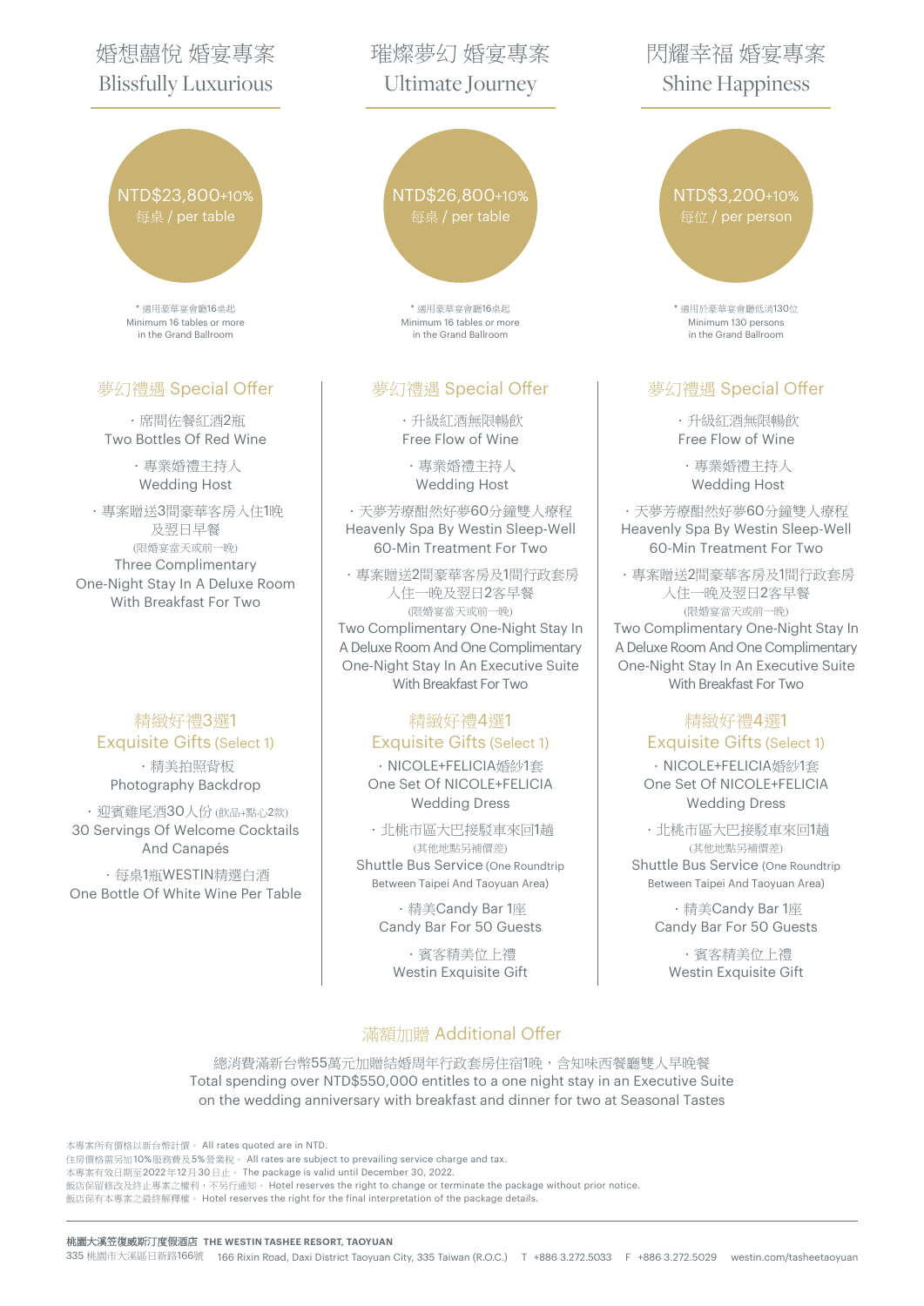## 婚想囍悅 婚宴專案
## Blissfully Luxurious

NTD$23,800+10%
每桌 / per table

* 適用豪華宴會廳16桌起
Minimum 16 tables or more
in the Grand Ballroom

### 夢幻禮遇 Special Offer

・席間佐餐紅酒2瓶
Two Bottles Of Red Wine

・專業婚禮主持人
Wedding Host

・專案贈送3間豪華客房入住1晚及翌日早餐
(限婚宴當天或前一晚)
Three Complimentary One-Night Stay In A Deluxe Room With Breakfast For Two

### 精緻好禮3選1
### Exquisite Gifts (Select 1)

・精美拍照背板
Photography Backdrop

・迎賓雞尾酒30人份 (飲品+點心2款)
30 Servings Of Welcome Cocktails And Canapés

・每桌1瓶WESTIN精選白酒
One Bottle Of White Wine Per Table

## 璀燦夢幻 婚宴專案
## Ultimate Journey

NTD$26,800+10%
每桌 / per table

* 適用豪華宴會廳16桌起
Minimum 16 tables or more
in the Grand Ballroom

### 夢幻禮遇 Special Offer

・升級紅酒無限暢飲
Free Flow of Wine

・專業婚禮主持人
Wedding Host

・天夢芳療酣然好夢60分鐘雙人療程
Heavenly Spa By Westin Sleep-Well 60-Min Treatment For Two

・專案贈送2間豪華客房及1間行政套房入住一晚及翌日2客早餐
(限婚宴當天或前一晚)
Two Complimentary One-Night Stay In A Deluxe Room And One Complimentary One-Night Stay In An Executive Suite With Breakfast For Two

### 精緻好禮4選1
### Exquisite Gifts (Select 1)

・NICOLE+FELICIA婚紗1套
One Set Of NICOLE+FELICIA Wedding Dress

・北桃市區大巴接駁車來回1趟
(其他地點另補價差)
Shuttle Bus Service (One Roundtrip Between Taipei And Taoyuan Area)

・精美Candy Bar 1座
Candy Bar For 50 Guests

・賓客精美位上禮
Westin Exquisite Gift

## 閃耀幸福 婚宴專案
## Shine Happiness

NTD$3,200+10%
每位 / per person

* 適用於豪華宴會廳低消130位
Minimum 130 persons
in the Grand Ballroom

### 夢幻禮遇 Special Offer

・升級紅酒無限暢飲
Free Flow of Wine

・專業婚禮主持人
Wedding Host

・天夢芳療酣然好夢60分鐘雙人療程
Heavenly Spa By Westin Sleep-Well 60-Min Treatment For Two

・專案贈送2間豪華客房及1間行政套房入住一晚及翌日2客早餐
(限婚宴當天或前一晚)
Two Complimentary One-Night Stay In A Deluxe Room And One Complimentary One-Night Stay In An Executive Suite With Breakfast For Two

### 精緻好禮4選1
### Exquisite Gifts (Select 1)

・NICOLE+FELICIA婚紗1套
One Set Of NICOLE+FELICIA Wedding Dress

・北桃市區大巴接駁車來回1趟
(其他地點另補價差)
Shuttle Bus Service (One Roundtrip Between Taipei And Taoyuan Area)

・精美Candy Bar 1座
Candy Bar For 50 Guests

・賓客精美位上禮
Westin Exquisite Gift

## 滿額加贈 Additional Offer

總消費滿新台幣55萬元加贈結婚周年行政套房住宿1晚，含知味西餐廳雙人早晚餐
Total spending over NTD$550,000 entitles to a one night stay in an Executive Suite on the wedding anniversary with breakfast and dinner for two at Seasonal Tastes

本專案所有價格以新台幣計價。 All rates quoted are in NTD.
住房價格需另加10%服務費及5%營業稅。 All rates are subject to prevailing service charge and tax.
本專案有效日期至2022年12月30日止。 The package is valid until December 30, 2022.
飯店保留修改及終止專案之權利，不另行通知。 Hotel reserves the right to change or terminate the package without prior notice.
飯店保有本專案之最終解釋權。 Hotel reserves the right for the final interpretation of the package details.

**桃園大溪笠復威斯汀度假酒店 THE WESTIN TASHEE RESORT, TAOYUAN**
335 桃園市大溪區日新路166號 166 Rixin Road, Daxi District Taoyuan City, 335 Taiwan (R.O.C.) T +886 3.272.5033 F +886 3.272.5029 westin.com/tasheetaoyuan